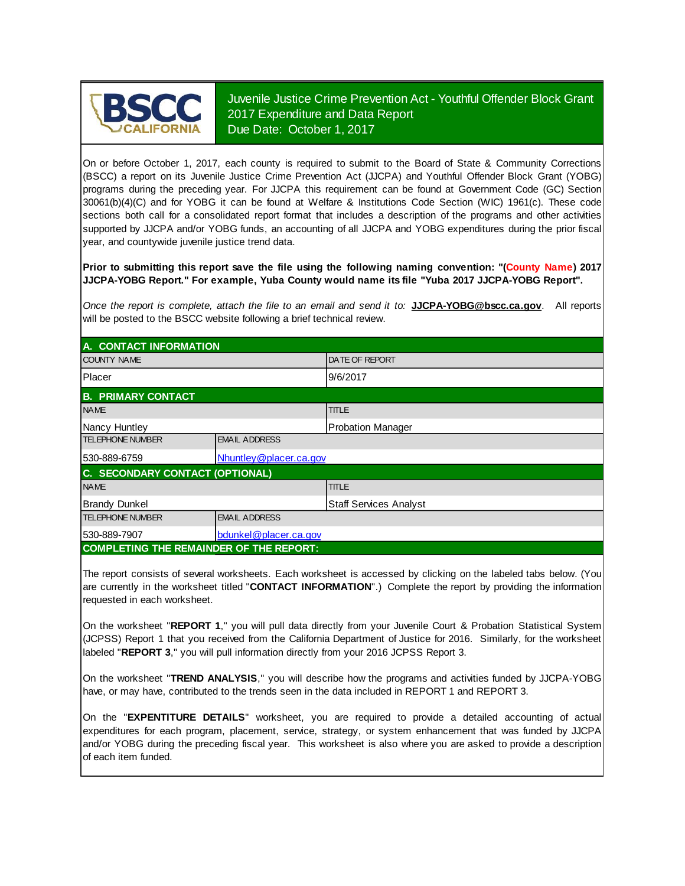BSCC CALIFORNIA

# Juvenile Justice Crime Prevention Act - Youthful Offender Block Grant 2017 Expenditure and Data Report

Due Date: October 1, 2017

On or before October 1, 2017, each county is required to submit to the Board of State & Community Corrections (BSCC) a report on its Juvenile Justice Crime Prevention Act (JJCPA) and Youthful Offender Block Grant (YOBG) programs during the preceding year. For JJCPA this requirement can be found at Government Code (GC) Section 30061(b)(4)(C) and for YOBG it can be found at Welfare & Institutions Code Section (WIC) 1961(c). These code sections both call for a consolidated report format that includes a description of the programs and other activities supported by JJCPA and/or YOBG funds, an accounting of all JJCPA and YOBG expenditures during the prior fiscal year, and countywide juvenile justice trend data.

**Prior to submitting this report save the file using the following naming convention: "(County Name) 2017 JJCPA-YOBG Report." For example, Yuba County would name its file "Yuba 2017 JJCPA-YOBG Report".**

*Once the report is complete, attach the file to an email and send it to:* **JJCPA-YOBG@bscc.ca.gov**. All reports will be posted to the BSCC website following a brief technical review.

## A. CONTACT INFORMATION

| COUNTY NAME | DATE OF REPORT |
|---|---|
| Placer | 9/6/2017 |

## B. PRIMARY CONTACT

| NAME | TITLE |
|---|---|
| Nancy Huntley | Probation Manager |

| TELEPHONE NUMBER | EMAIL ADDRESS |
|---|---|
| 530-889-6759 | Nhuntley@placer.ca.gov |

## C. SECONDARY CONTACT (OPTIONAL)

| NAME | TITLE |
|---|---|
| Brandy Dunkel | Staff Services Analyst |

| TELEPHONE NUMBER | EMAIL ADDRESS |
|---|---|
| 530-889-7907 | bdunkel@placer.ca.gov |

## COMPLETING THE REMAINDER OF THE REPORT:

The report consists of several worksheets. Each worksheet is accessed by clicking on the labeled tabs below. (You are currently in the worksheet titled "**CONTACT INFORMATION**".) Complete the report by providing the information requested in each worksheet.

On the worksheet "**REPORT 1**," you will pull data directly from your Juvenile Court & Probation Statistical System (JCPSS) Report 1 that you received from the California Department of Justice for 2016. Similarly, for the worksheet labeled "**REPORT 3**," you will pull information directly from your 2016 JCPSS Report 3.

On the worksheet "**TREND ANALYSIS**," you will describe how the programs and activities funded by JJCPA-YOBG have, or may have, contributed to the trends seen in the data included in REPORT 1 and REPORT 3.

On the "**EXPENTITURE DETAILS**" worksheet, you are required to provide a detailed accounting of actual expenditures for each program, placement, service, strategy, or system enhancement that was funded by JJCPA and/or YOBG during the preceding fiscal year. This worksheet is also where you are asked to provide a description of each item funded.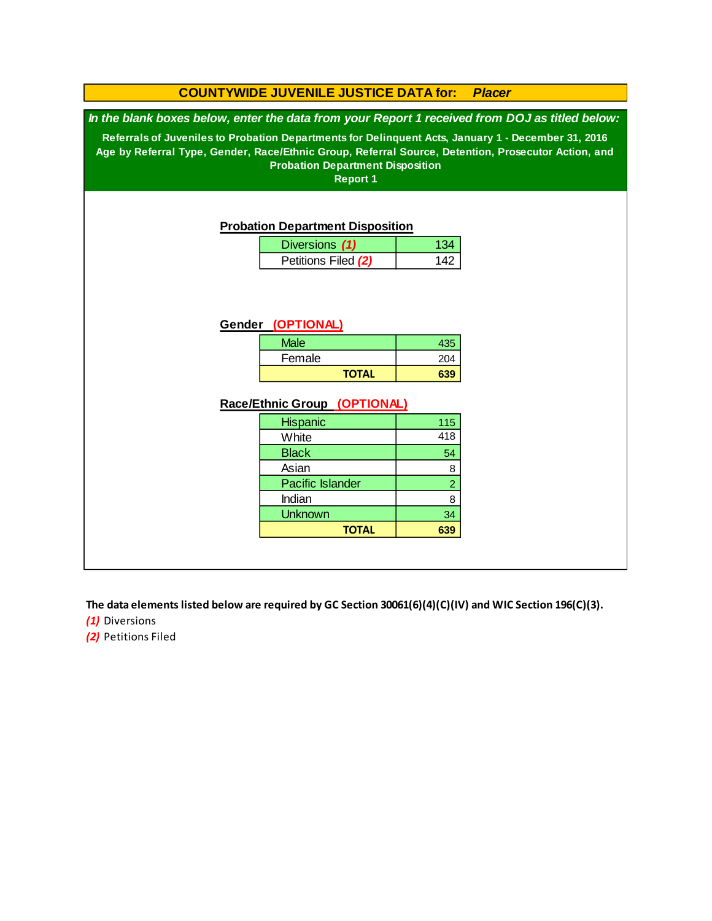# COUNTYWIDE JUVENILE JUSTICE DATA for: *Placer*

***In the blank boxes below, enter the data from your Report 1 received from DOJ as titled below:***

**Referrals of Juveniles to Probation Departments for Delinquent Acts, January 1 - December 31, 2016**
**Age by Referral Type, Gender, Race/Ethnic Group, Referral Source, Detention, Prosecutor Action, and Probation Department Disposition**
**Report 1**

## Probation Department Disposition

| | |
|---|---|
| Diversions ***(1)*** | 134 |
| Petitions Filed ***(2)*** | 142 |

## Gender (OPTIONAL)

| | |
|---|---|
| Male | 435 |
| Female | 204 |
| **TOTAL** | **639** |

## Race/Ethnic Group (OPTIONAL)

| | |
|---|---|
| Hispanic | 115 |
| White | 418 |
| Black | 54 |
| Asian | 8 |
| Pacific Islander | 2 |
| Indian | 8 |
| Unknown | 34 |
| **TOTAL** | **639** |

**The data elements listed below are required by GC Section 30061(6)(4)(C)(IV) and WIC Section 196(C)(3).**

***(1)*** Diversions

***(2)*** Petitions Filed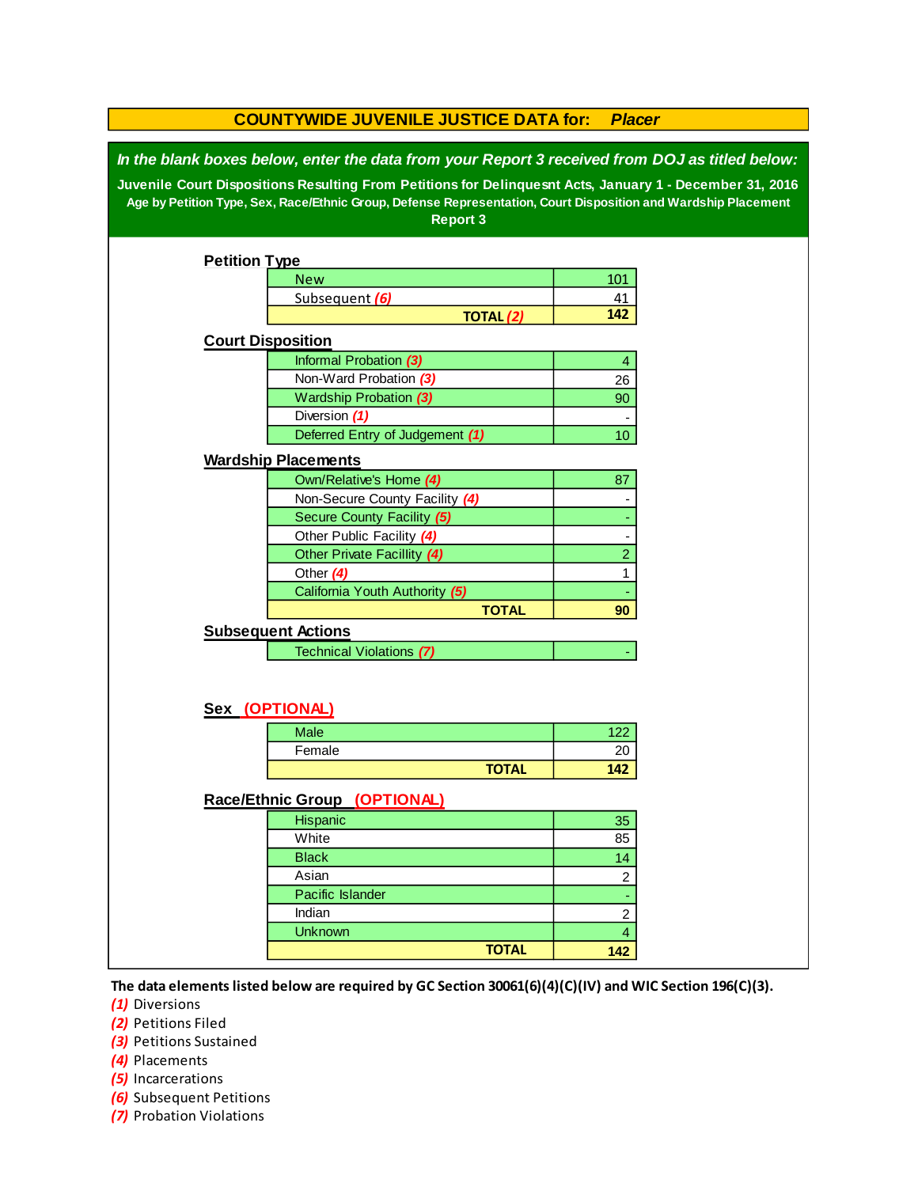# COUNTYWIDE JUVENILE JUSTICE DATA for: *Placer*

***In the blank boxes below, enter the data from your Report 3 received from DOJ as titled below:***

**Juvenile Court Dispositions Resulting From Petitions for Delinquesnt Acts, January 1 - December 31, 2016**
**Age by Petition Type, Sex, Race/Ethnic Group, Defense Representation, Court Disposition and Wardship Placement**
**Report 3**

## Petition Type

| | |
|---|---|
| New | 101 |
| Subsequent *(6)* | 41 |
| **TOTAL *(2)*** | **142** |

## Court Disposition

| | |
|---|---|
| Informal Probation *(3)* | 4 |
| Non-Ward Probation *(3)* | 26 |
| Wardship Probation *(3)* | 90 |
| Diversion *(1)* | - |
| Deferred Entry of Judgement *(1)* | 10 |

## Wardship Placements

| | |
|---|---|
| Own/Relative's Home *(4)* | 87 |
| Non-Secure County Facility *(4)* | - |
| Secure County Facility *(5)* | - |
| Other Public Facility *(4)* | - |
| Other Private Facillity *(4)* | 2 |
| Other *(4)* | 1 |
| California Youth Authority *(5)* | - |
| **TOTAL** | **90** |

## Subsequent Actions

| | |
|---|---|
| Technical Violations *(7)* | - |

## Sex (OPTIONAL)

| | |
|---|---|
| Male | 122 |
| Female | 20 |
| **TOTAL** | **142** |

## Race/Ethnic Group (OPTIONAL)

| | |
|---|---|
| Hispanic | 35 |
| White | 85 |
| Black | 14 |
| Asian | 2 |
| Pacific Islander | - |
| Indian | 2 |
| Unknown | 4 |
| **TOTAL** | **142** |

**The data elements listed below are required by GC Section 30061(6)(4)(C)(IV) and WIC Section 196(C)(3).**

*(1)* Diversions
*(2)* Petitions Filed
*(3)* Petitions Sustained
*(4)* Placements
*(5)* Incarcerations
*(6)* Subsequent Petitions
*(7)* Probation Violations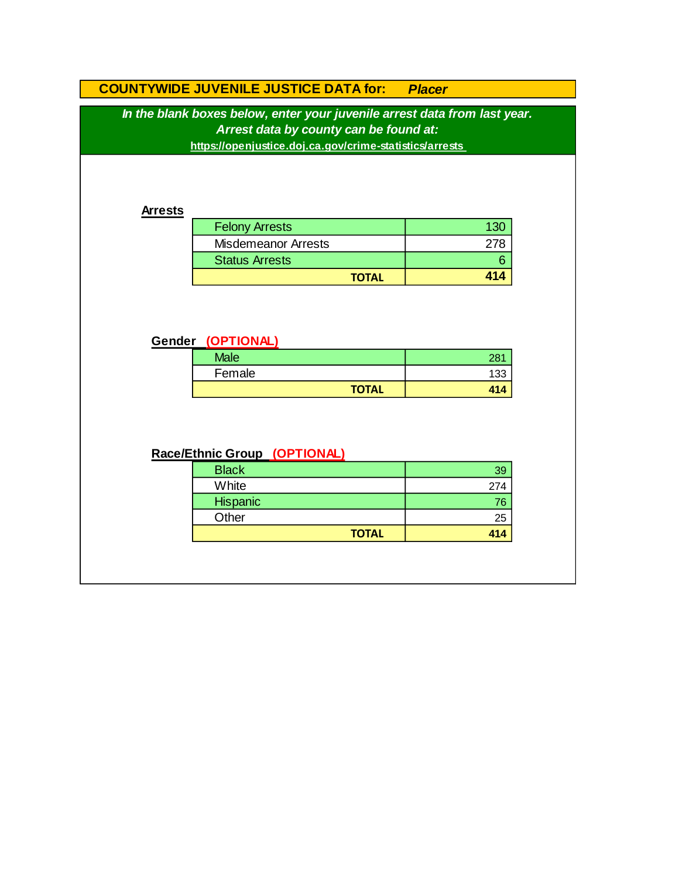## COUNTYWIDE JUVENILE JUSTICE DATA for: *Placer*

***In the blank boxes below, enter your juvenile arrest data from last year.***
***Arrest data by county can be found at:***
**https://openjustice.doj.ca.gov/crime-statistics/arrests**

### Arrests

| | |
|---|---|
| Felony Arrests | 130 |
| Misdemeanor Arrests | 278 |
| Status Arrests | 6 |
| **TOTAL** | **414** |

### Gender (OPTIONAL)

| | |
|---|---|
| Male | 281 |
| Female | 133 |
| **TOTAL** | **414** |

### Race/Ethnic Group (OPTIONAL)

| | |
|---|---|
| Black | 39 |
| White | 274 |
| Hispanic | 76 |
| Other | 25 |
| **TOTAL** | **414** |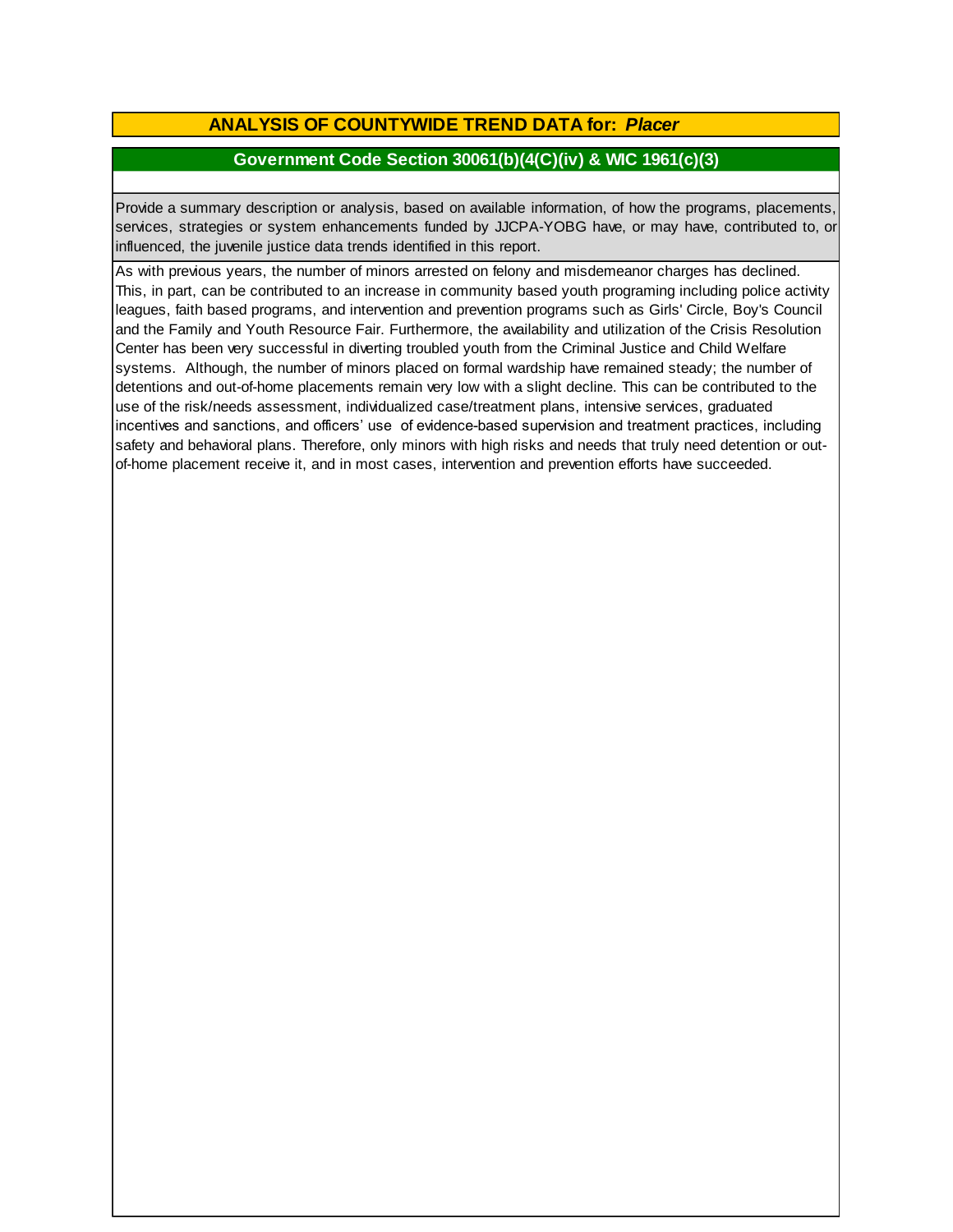## ANALYSIS OF COUNTYWIDE TREND DATA for: *Placer*

### Government Code Section 30061(b)(4(C)(iv) & WIC 1961(c)(3)

Provide a summary description or analysis, based on available information, of how the programs, placements, services, strategies or system enhancements funded by JJCPA-YOBG have, or may have, contributed to, or influenced, the juvenile justice data trends identified in this report.

As with previous years, the number of minors arrested on felony and misdemeanor charges has declined. This, in part, can be contributed to an increase in community based youth programing including police activity leagues, faith based programs, and intervention and prevention programs such as Girls' Circle, Boy's Council and the Family and Youth Resource Fair. Furthermore, the availability and utilization of the Crisis Resolution Center has been very successful in diverting troubled youth from the Criminal Justice and Child Welfare systems. Although, the number of minors placed on formal wardship have remained steady; the number of detentions and out-of-home placements remain very low with a slight decline. This can be contributed to the use of the risk/needs assessment, individualized case/treatment plans, intensive services, graduated incentives and sanctions, and officers' use of evidence-based supervision and treatment practices, including safety and behavioral plans. Therefore, only minors with high risks and needs that truly need detention or out-of-home placement receive it, and in most cases, intervention and prevention efforts have succeeded.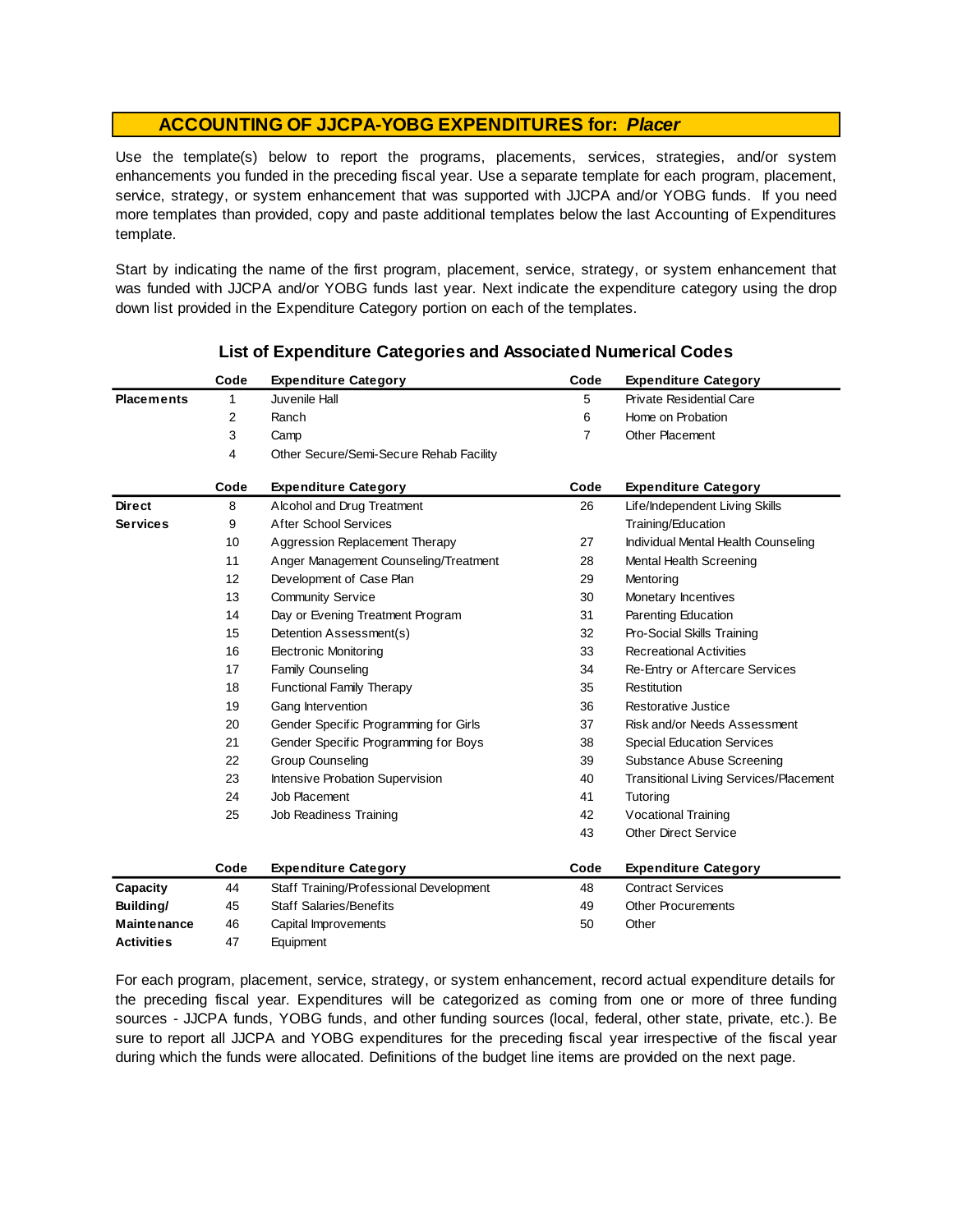## ACCOUNTING OF JJCPA-YOBG EXPENDITURES for: *Placer*

Use the template(s) below to report the programs, placements, services, strategies, and/or system enhancements you funded in the preceding fiscal year. Use a separate template for each program, placement, service, strategy, or system enhancement that was supported with JJCPA and/or YOBG funds. If you need more templates than provided, copy and paste additional templates below the last Accounting of Expenditures template.

Start by indicating the name of the first program, placement, service, strategy, or system enhancement that was funded with JJCPA and/or YOBG funds last year. Next indicate the expenditure category using the drop down list provided in the Expenditure Category portion on each of the templates.

### List of Expenditure Categories and Associated Numerical Codes

| | Code | Expenditure Category | Code | Expenditure Category |
|---|---|---|---|---|
| **Placements** | 1 | Juvenile Hall | 5 | Private Residential Care |
| | 2 | Ranch | 6 | Home on Probation |
| | 3 | Camp | 7 | Other Placement |
| | 4 | Other Secure/Semi-Secure Rehab Facility | | |

| | Code | Expenditure Category | Code | Expenditure Category |
|---|---|---|---|---|
| **Direct Services** | 8 | Alcohol and Drug Treatment | 26 | Life/Independent Living Skills Training/Education |
| | 9 | After School Services | | |
| | 10 | Aggression Replacement Therapy | 27 | Individual Mental Health Counseling |
| | 11 | Anger Management Counseling/Treatment | 28 | Mental Health Screening |
| | 12 | Development of Case Plan | 29 | Mentoring |
| | 13 | Community Service | 30 | Monetary Incentives |
| | 14 | Day or Evening Treatment Program | 31 | Parenting Education |
| | 15 | Detention Assessment(s) | 32 | Pro-Social Skills Training |
| | 16 | Electronic Monitoring | 33 | Recreational Activities |
| | 17 | Family Counseling | 34 | Re-Entry or Aftercare Services |
| | 18 | Functional Family Therapy | 35 | Restitution |
| | 19 | Gang Intervention | 36 | Restorative Justice |
| | 20 | Gender Specific Programming for Girls | 37 | Risk and/or Needs Assessment |
| | 21 | Gender Specific Programming for Boys | 38 | Special Education Services |
| | 22 | Group Counseling | 39 | Substance Abuse Screening |
| | 23 | Intensive Probation Supervision | 40 | Transitional Living Services/Placement |
| | 24 | Job Placement | 41 | Tutoring |
| | 25 | Job Readiness Training | 42 | Vocational Training |
| | | | 43 | Other Direct Service |

| | Code | Expenditure Category | Code | Expenditure Category |
|---|---|---|---|---|
| **Capacity Building/ Maintenance Activities** | 44 | Staff Training/Professional Development | 48 | Contract Services |
| | 45 | Staff Salaries/Benefits | 49 | Other Procurements |
| | 46 | Capital Improvements | 50 | Other |
| | 47 | Equipment | | |

For each program, placement, service, strategy, or system enhancement, record actual expenditure details for the preceding fiscal year. Expenditures will be categorized as coming from one or more of three funding sources - JJCPA funds, YOBG funds, and other funding sources (local, federal, other state, private, etc.). Be sure to report all JJCPA and YOBG expenditures for the preceding fiscal year irrespective of the fiscal year during which the funds were allocated. Definitions of the budget line items are provided on the next page.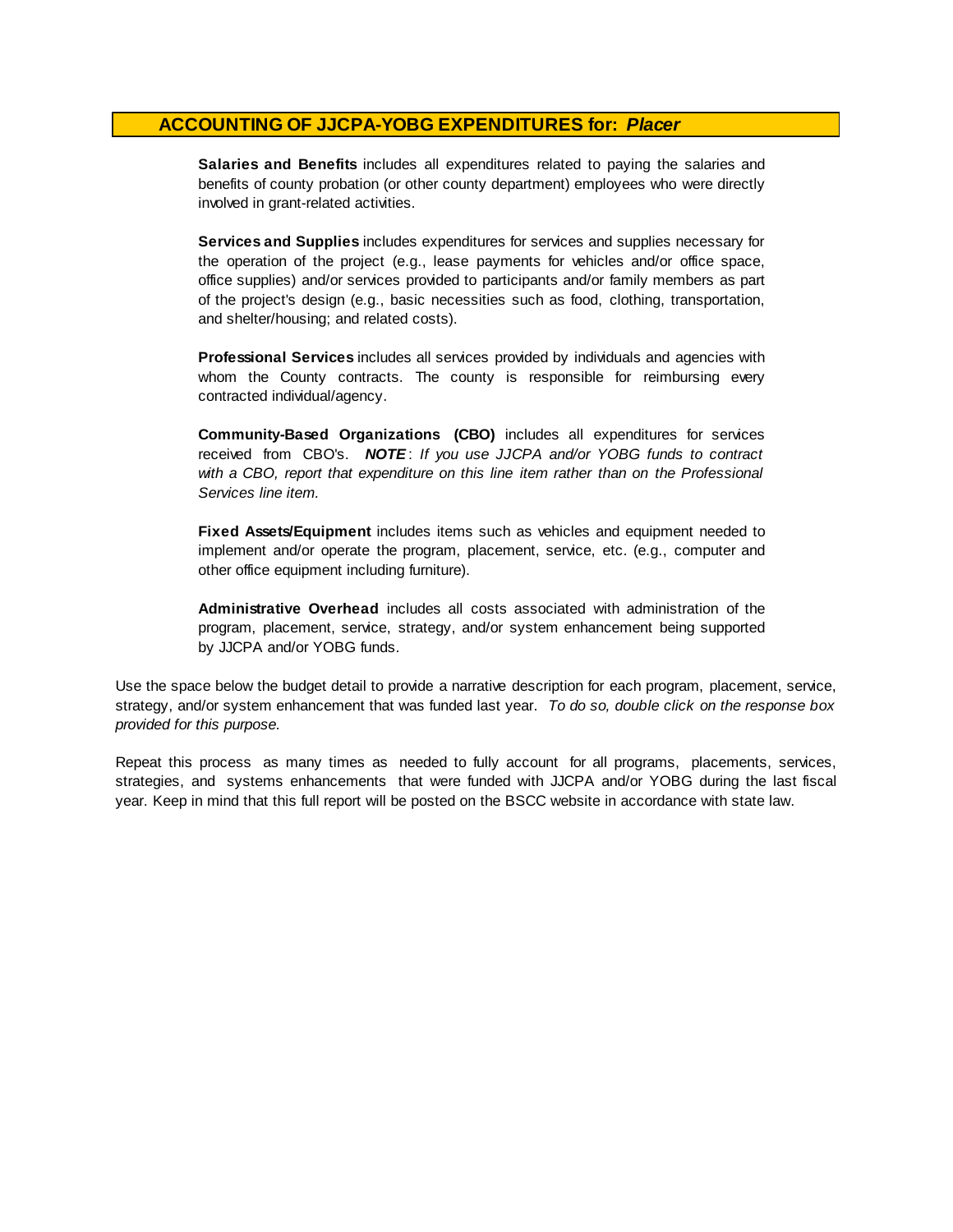## ACCOUNTING OF JJCPA-YOBG EXPENDITURES for: *Placer*

**Salaries and Benefits** includes all expenditures related to paying the salaries and benefits of county probation (or other county department) employees who were directly involved in grant-related activities.

**Services and Supplies** includes expenditures for services and supplies necessary for the operation of the project (e.g., lease payments for vehicles and/or office space, office supplies) and/or services provided to participants and/or family members as part of the project's design (e.g., basic necessities such as food, clothing, transportation, and shelter/housing; and related costs).

**Professional Services** includes all services provided by individuals and agencies with whom the County contracts. The county is responsible for reimbursing every contracted individual/agency.

**Community-Based Organizations (CBO)** includes all expenditures for services received from CBO's. ***NOTE***: *If you use JJCPA and/or YOBG funds to contract with a CBO, report that expenditure on this line item rather than on the Professional Services line item.*

**Fixed Assets/Equipment** includes items such as vehicles and equipment needed to implement and/or operate the program, placement, service, etc. (e.g., computer and other office equipment including furniture).

**Administrative Overhead** includes all costs associated with administration of the program, placement, service, strategy, and/or system enhancement being supported by JJCPA and/or YOBG funds.

Use the space below the budget detail to provide a narrative description for each program, placement, service, strategy, and/or system enhancement that was funded last year. *To do so, double click on the response box provided for this purpose.*

Repeat this process as many times as needed to fully account for all programs, placements, services, strategies, and systems enhancements that were funded with JJCPA and/or YOBG during the last fiscal year. Keep in mind that this full report will be posted on the BSCC website in accordance with state law.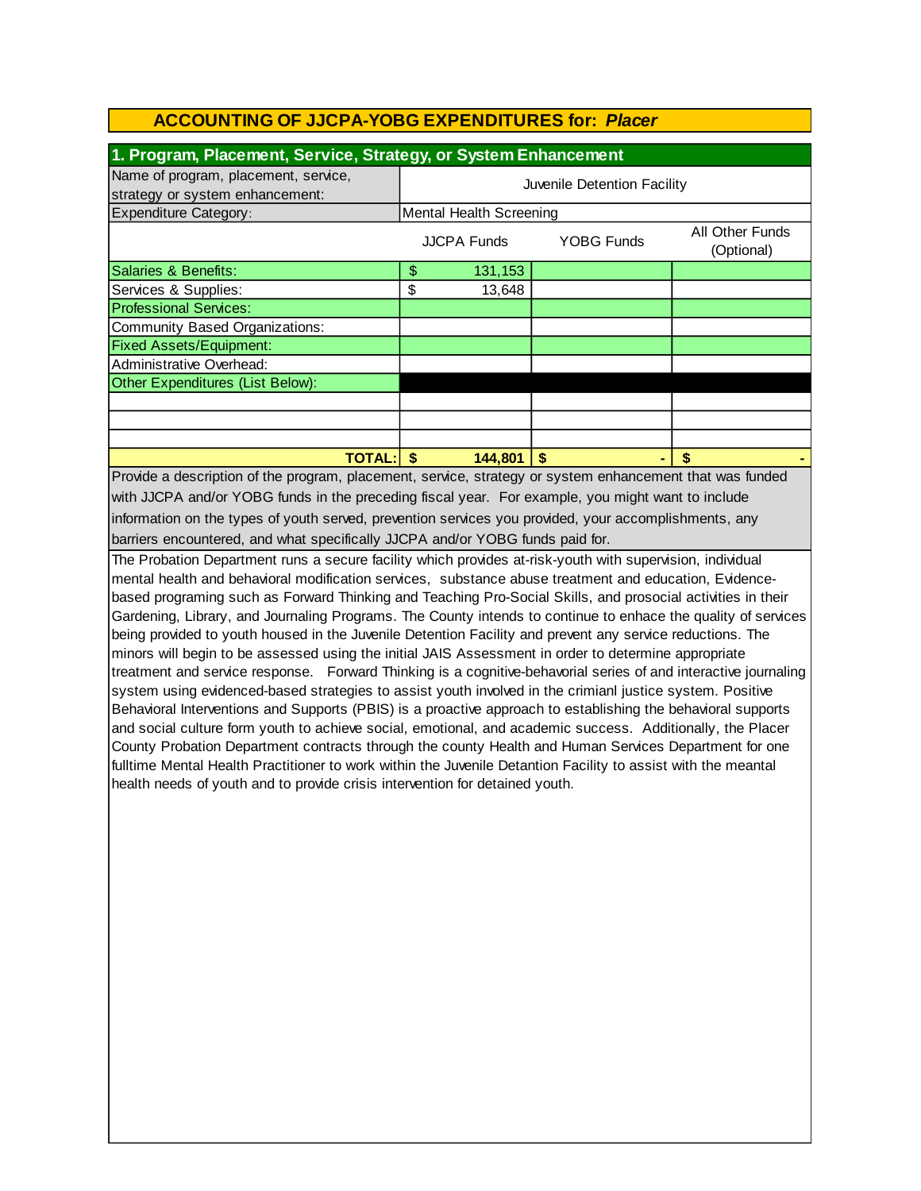## ACCOUNTING OF JJCPA-YOBG EXPENDITURES for: *Placer*

### 1. Program, Placement, Service, Strategy, or System Enhancement

| Name of program, placement, service, strategy or system enhancement: | Juvenile Detention Facility | | |
|---|---|---|---|
| Expenditure Category: | Mental Health Screening | | |
| | JJCPA Funds | YOBG Funds | All Other Funds (Optional) |
| Salaries & Benefits: | $ 131,153 | | |
| Services & Supplies: | $ 13,648 | | |
| Professional Services: | | | |
| Community Based Organizations: | | | |
| Fixed Assets/Equipment: | | | |
| Administrative Overhead: | | | |
| Other Expenditures (List Below): | | | |
| | | | |
| | | | |
| | | | |
| **TOTAL:** | **$ 144,801** | **$ -** | **$ -** |

Provide a description of the program, placement, service, strategy or system enhancement that was funded with JJCPA and/or YOBG funds in the preceding fiscal year. For example, you might want to include information on the types of youth served, prevention services you provided, your accomplishments, any barriers encountered, and what specifically JJCPA and/or YOBG funds paid for.

The Probation Department runs a secure facility which provides at-risk-youth with supervision, individual mental health and behavioral modification services, substance abuse treatment and education, Evidence-based programing such as Forward Thinking and Teaching Pro-Social Skills, and prosocial activities in their Gardening, Library, and Journaling Programs. The County intends to continue to enhace the quality of services being provided to youth housed in the Juvenile Detention Facility and prevent any service reductions. The minors will begin to be assessed using the initial JAIS Assessment in order to determine appropriate treatment and service response. Forward Thinking is a cognitive-behavorial series of and interactive journaling system using evidenced-based strategies to assist youth involved in the crimianl justice system. Positive Behavioral Interventions and Supports (PBIS) is a proactive approach to establishing the behavioral supports and social culture form youth to achieve social, emotional, and academic success. Additionally, the Placer County Probation Department contracts through the county Health and Human Services Department for one fulltime Mental Health Practitioner to work within the Juvenile Detantion Facility to assist with the meantal health needs of youth and to provide crisis intervention for detained youth.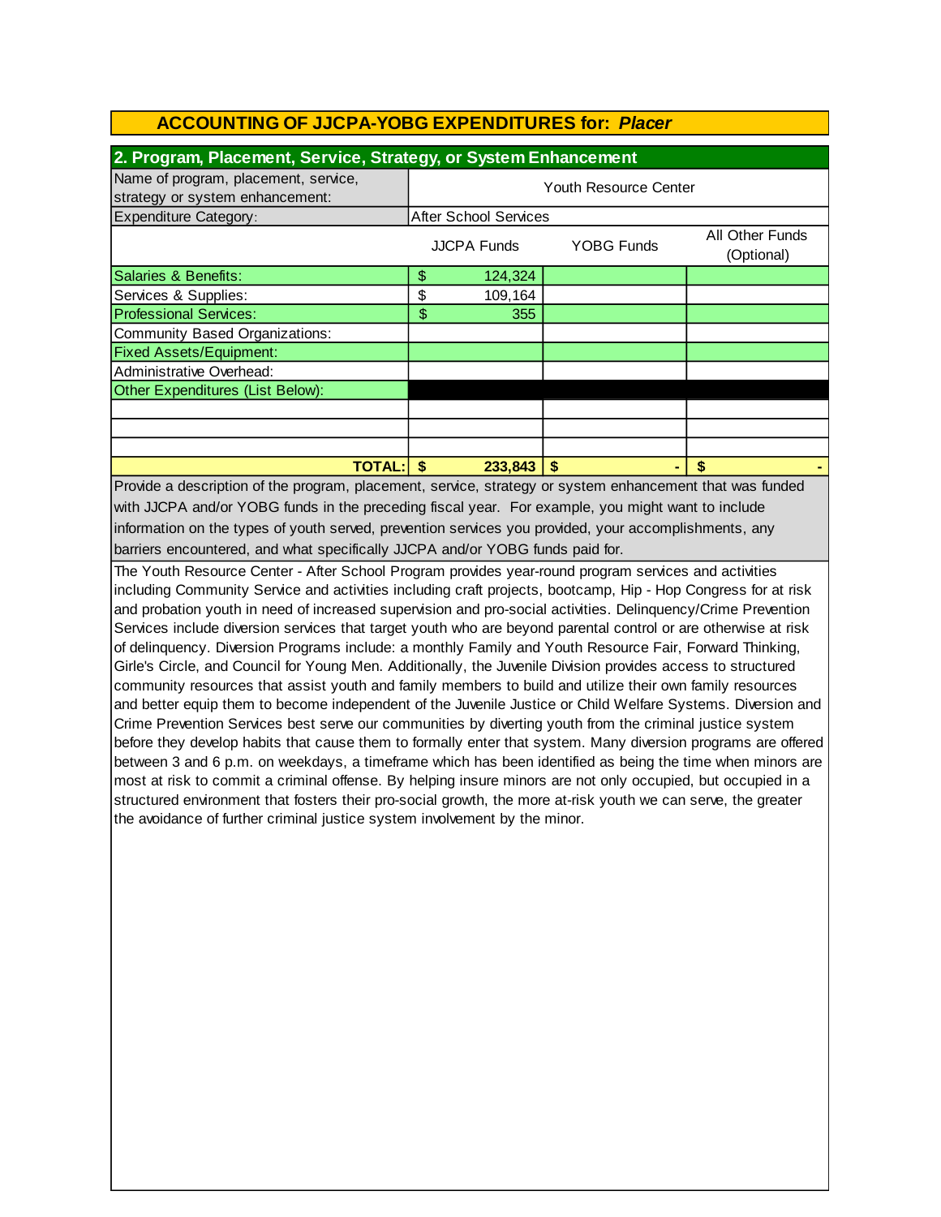## ACCOUNTING OF JJCPA-YOBG EXPENDITURES for: *Placer*

### 2. Program, Placement, Service, Strategy, or System Enhancement

| Name of program, placement, service, strategy or system enhancement: | Youth Resource Center | | |
|---|---|---|---|
| Expenditure Category: | After School Services | | |
| | JJCPA Funds | YOBG Funds | All Other Funds (Optional) |
| Salaries & Benefits: | $ 124,324 | | |
| Services & Supplies: | $ 109,164 | | |
| Professional Services: | $ 355 | | |
| Community Based Organizations: | | | |
| Fixed Assets/Equipment: | | | |
| Administrative Overhead: | | | |
| Other Expenditures (List Below): | | | |
| | | | |
| | | | |
| | | | |
| **TOTAL:** | **$ 233,843** | **$ -** | **$ -** |

Provide a description of the program, placement, service, strategy or system enhancement that was funded with JJCPA and/or YOBG funds in the preceding fiscal year. For example, you might want to include information on the types of youth served, prevention services you provided, your accomplishments, any barriers encountered, and what specifically JJCPA and/or YOBG funds paid for.

The Youth Resource Center - After School Program provides year-round program services and activities including Community Service and activities including craft projects, bootcamp, Hip - Hop Congress for at risk and probation youth in need of increased supervision and pro-social activities. Delinquency/Crime Prevention Services include diversion services that target youth who are beyond parental control or are otherwise at risk of delinquency. Diversion Programs include: a monthly Family and Youth Resource Fair, Forward Thinking, Girle's Circle, and Council for Young Men. Additionally, the Juvenile Division provides access to structured community resources that assist youth and family members to build and utilize their own family resources and better equip them to become independent of the Juvenile Justice or Child Welfare Systems. Diversion and Crime Prevention Services best serve our communities by diverting youth from the criminal justice system before they develop habits that cause them to formally enter that system. Many diversion programs are offered between 3 and 6 p.m. on weekdays, a timeframe which has been identified as being the time when minors are most at risk to commit a criminal offense. By helping insure minors are not only occupied, but occupied in a structured environment that fosters their pro-social growth, the more at-risk youth we can serve, the greater the avoidance of further criminal justice system involvement by the minor.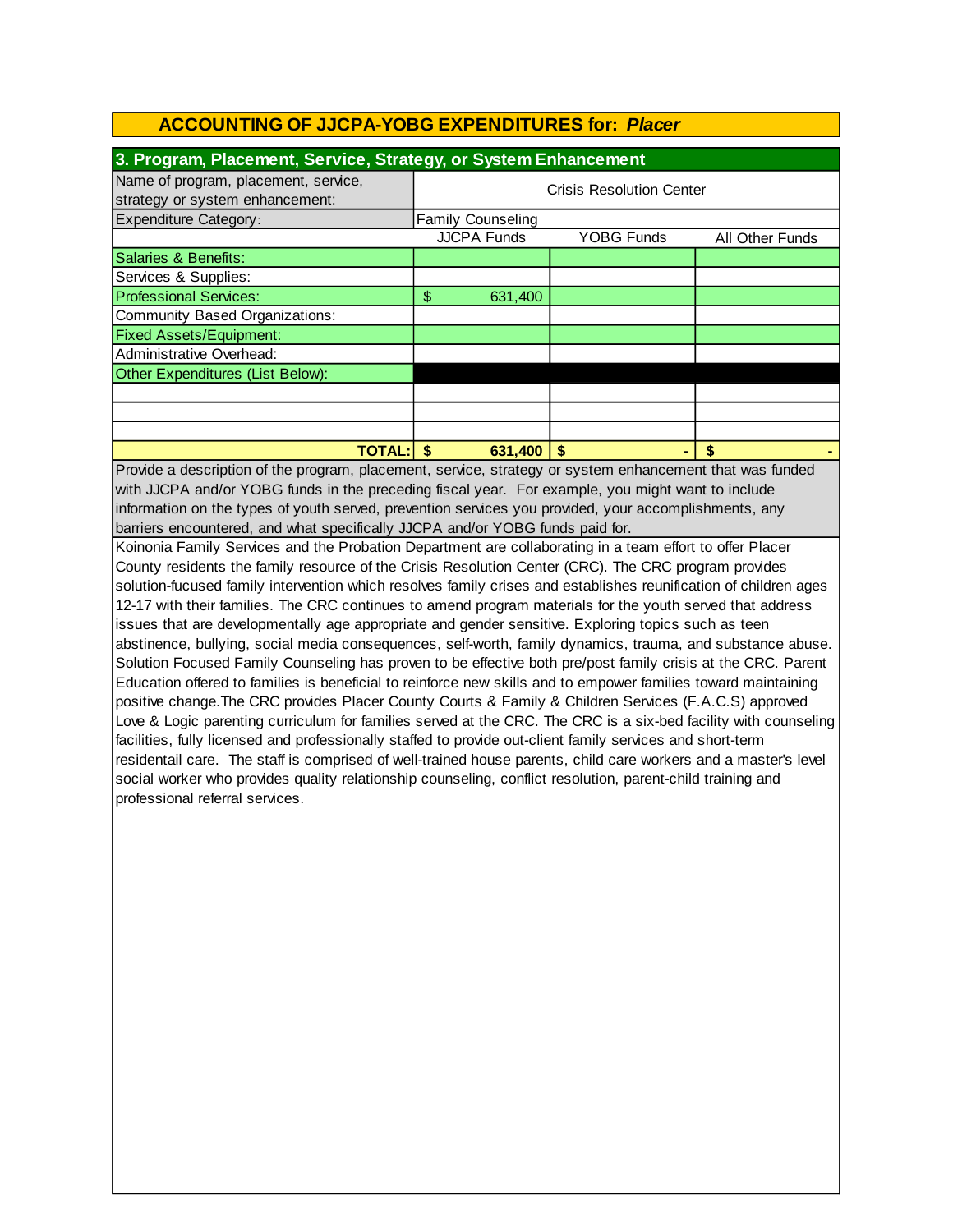## ACCOUNTING OF JJCPA-YOBG EXPENDITURES for: *Placer*

### 3. Program, Placement, Service, Strategy, or System Enhancement

| Name of program, placement, service, strategy or system enhancement: | Crisis Resolution Center | | |
|---|---|---|---|
| Expenditure Category: | Family Counseling | | |
| | JJCPA Funds | YOBG Funds | All Other Funds |
| Salaries & Benefits: | | | |
| Services & Supplies: | | | |
| Professional Services: | $ 631,400 | | |
| Community Based Organizations: | | | |
| Fixed Assets/Equipment: | | | |
| Administrative Overhead: | | | |
| Other Expenditures (List Below): | | | |
| | | | |
| | | | |
| | | | |
| **TOTAL:** | **$ 631,400** | **$ -** | **$ -** |

Provide a description of the program, placement, service, strategy or system enhancement that was funded with JJCPA and/or YOBG funds in the preceding fiscal year. For example, you might want to include information on the types of youth served, prevention services you provided, your accomplishments, any barriers encountered, and what specifically JJCPA and/or YOBG funds paid for.

Koinonia Family Services and the Probation Department are collaborating in a team effort to offer Placer County residents the family resource of the Crisis Resolution Center (CRC). The CRC program provides solution-fucused family intervention which resolves family crises and establishes reunification of children ages 12-17 with their families. The CRC continues to amend program materials for the youth served that address issues that are developmentally age appropriate and gender sensitive. Exploring topics such as teen abstinence, bullying, social media consequences, self-worth, family dynamics, trauma, and substance abuse. Solution Focused Family Counseling has proven to be effective both pre/post family crisis at the CRC. Parent Education offered to families is beneficial to reinforce new skills and to empower families toward maintaining positive change.The CRC provides Placer County Courts & Family & Children Services (F.A.C.S) approved Love & Logic parenting curriculum for families served at the CRC. The CRC is a six-bed facility with counseling facilities, fully licensed and professionally staffed to provide out-client family services and short-term residentail care. The staff is comprised of well-trained house parents, child care workers and a master's level social worker who provides quality relationship counseling, conflict resolution, parent-child training and professional referral services.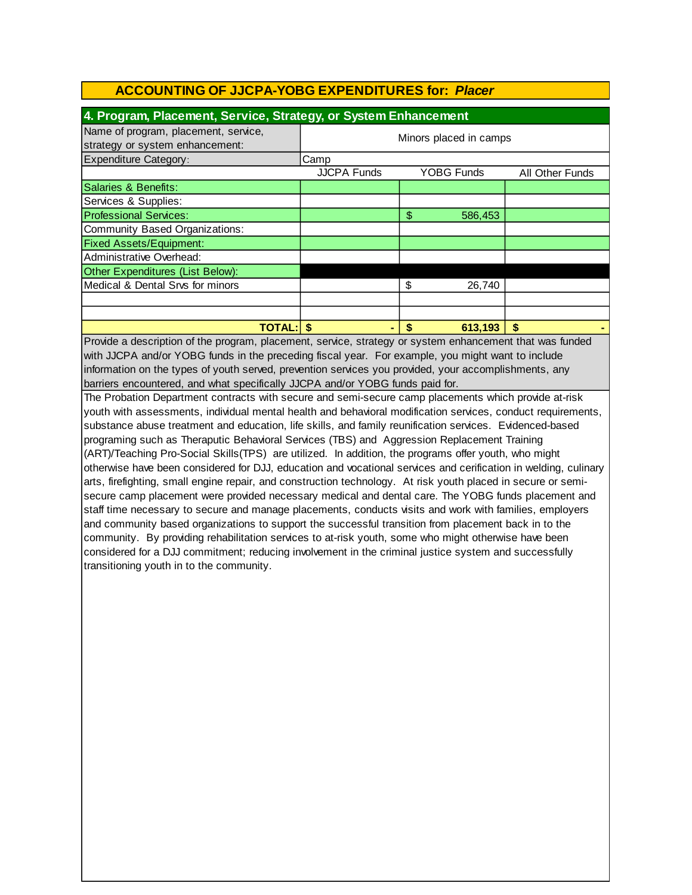## ACCOUNTING OF JJCPA-YOBG EXPENDITURES for: *Placer*

### 4. Program, Placement, Service, Strategy, or System Enhancement

| Name of program, placement, service, strategy or system enhancement: | Minors placed in camps | | |
|---|---|---|---|
| Expenditure Category: | Camp | | |
| | JJCPA Funds | YOBG Funds | All Other Funds |
| Salaries & Benefits: | | | |
| Services & Supplies: | | | |
| Professional Services: | | $ 586,453 | |
| Community Based Organizations: | | | |
| Fixed Assets/Equipment: | | | |
| Administrative Overhead: | | | |
| Other Expenditures (List Below): | | | |
| Medical & Dental Srvs for minors | | $ 26,740 | |
| | | | |
| | | | |
| **TOTAL:** | **$ -** | **$ 613,193** | **$ -** |

Provide a description of the program, placement, service, strategy or system enhancement that was funded with JJCPA and/or YOBG funds in the preceding fiscal year. For example, you might want to include information on the types of youth served, prevention services you provided, your accomplishments, any barriers encountered, and what specifically JJCPA and/or YOBG funds paid for.

The Probation Department contracts with secure and semi-secure camp placements which provide at-risk youth with assessments, individual mental health and behavioral modification services, conduct requirements, substance abuse treatment and education, life skills, and family reunification services. Evidenced-based programing such as Theraputic Behavioral Services (TBS) and Aggression Replacement Training (ART)/Teaching Pro-Social Skills(TPS) are utilized. In addition, the programs offer youth, who might otherwise have been considered for DJJ, education and vocational services and cerification in welding, culinary arts, firefighting, small engine repair, and construction technology. At risk youth placed in secure or semi-secure camp placement were provided necessary medical and dental care. The YOBG funds placement and staff time necessary to secure and manage placements, conducts visits and work with families, employers and community based organizations to support the successful transition from placement back in to the community. By providing rehabilitation services to at-risk youth, some who might otherwise have been considered for a DJJ commitment; reducing involvement in the criminal justice system and successfully transitioning youth in to the community.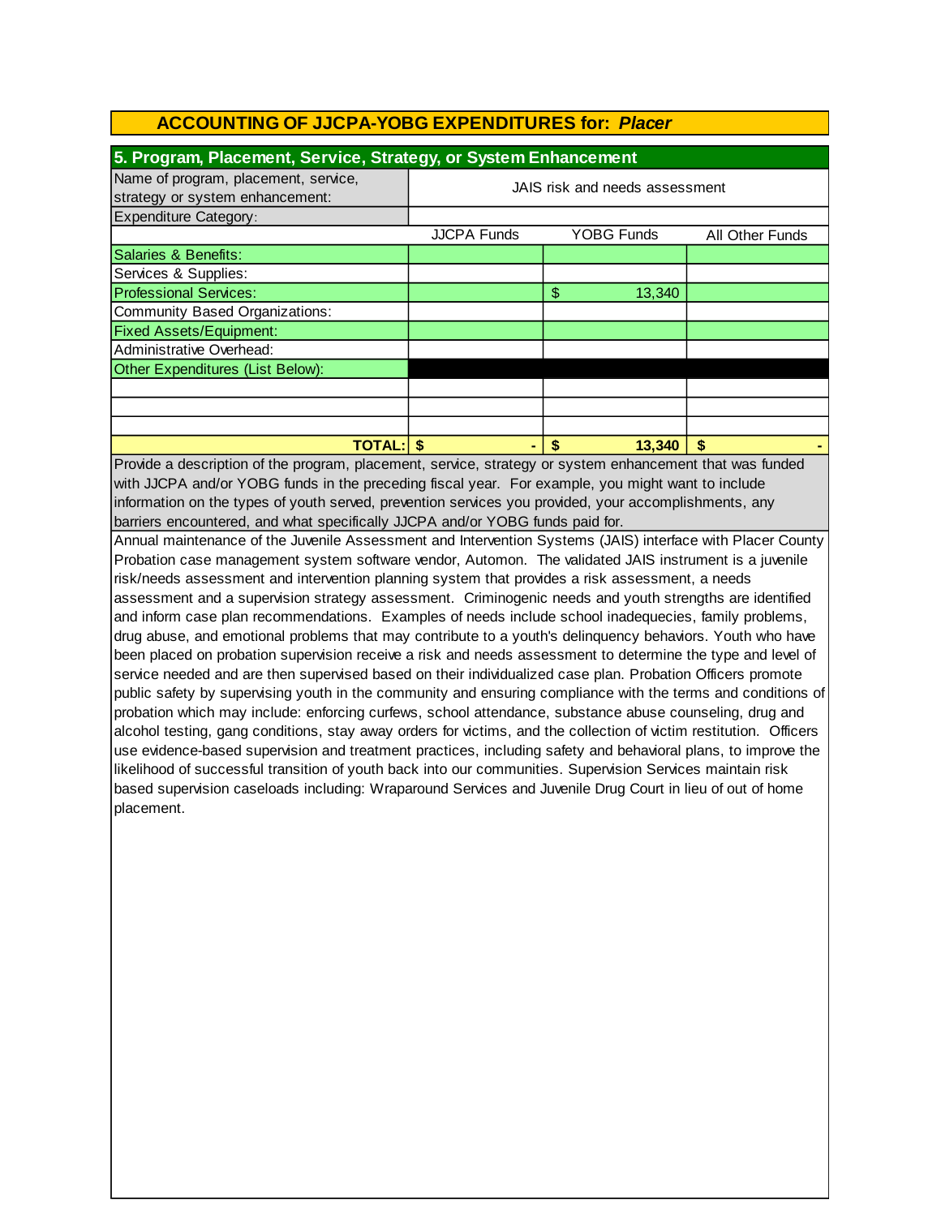# ACCOUNTING OF JJCPA-YOBG EXPENDITURES for: *Placer*

## 5. Program, Placement, Service, Strategy, or System Enhancement

| | | | |
|---|---|---|---|
| Name of program, placement, service, strategy or system enhancement: | JAIS risk and needs assessment | | |
| Expenditure Category: | | | |
| | JJCPA Funds | YOBG Funds | All Other Funds |
| Salaries & Benefits: | | | |
| Services & Supplies: | | | |
| Professional Services: | | $ 13,340 | |
| Community Based Organizations: | | | |
| Fixed Assets/Equipment: | | | |
| Administrative Overhead: | | | |
| Other Expenditures (List Below): | | | |
| | | | |
| | | | |
| | | | |
| **TOTAL:** | **$ -** | **$ 13,340** | **$ -** |

Provide a description of the program, placement, service, strategy or system enhancement that was funded with JJCPA and/or YOBG funds in the preceding fiscal year. For example, you might want to include information on the types of youth served, prevention services you provided, your accomplishments, any barriers encountered, and what specifically JJCPA and/or YOBG funds paid for.

Annual maintenance of the Juvenile Assessment and Intervention Systems (JAIS) interface with Placer County Probation case management system software vendor, Automon. The validated JAIS instrument is a juvenile risk/needs assessment and intervention planning system that provides a risk assessment, a needs assessment and a supervision strategy assessment. Criminogenic needs and youth strengths are identified and inform case plan recommendations. Examples of needs include school inadequecies, family problems, drug abuse, and emotional problems that may contribute to a youth's delinquency behaviors. Youth who have been placed on probation supervision receive a risk and needs assessment to determine the type and level of service needed and are then supervised based on their individualized case plan. Probation Officers promote public safety by supervising youth in the community and ensuring compliance with the terms and conditions of probation which may include: enforcing curfews, school attendance, substance abuse counseling, drug and alcohol testing, gang conditions, stay away orders for victims, and the collection of victim restitution. Officers use evidence-based supervision and treatment practices, including safety and behavioral plans, to improve the likelihood of successful transition of youth back into our communities. Supervision Services maintain risk based supervision caseloads including: Wraparound Services and Juvenile Drug Court in lieu of out of home placement.